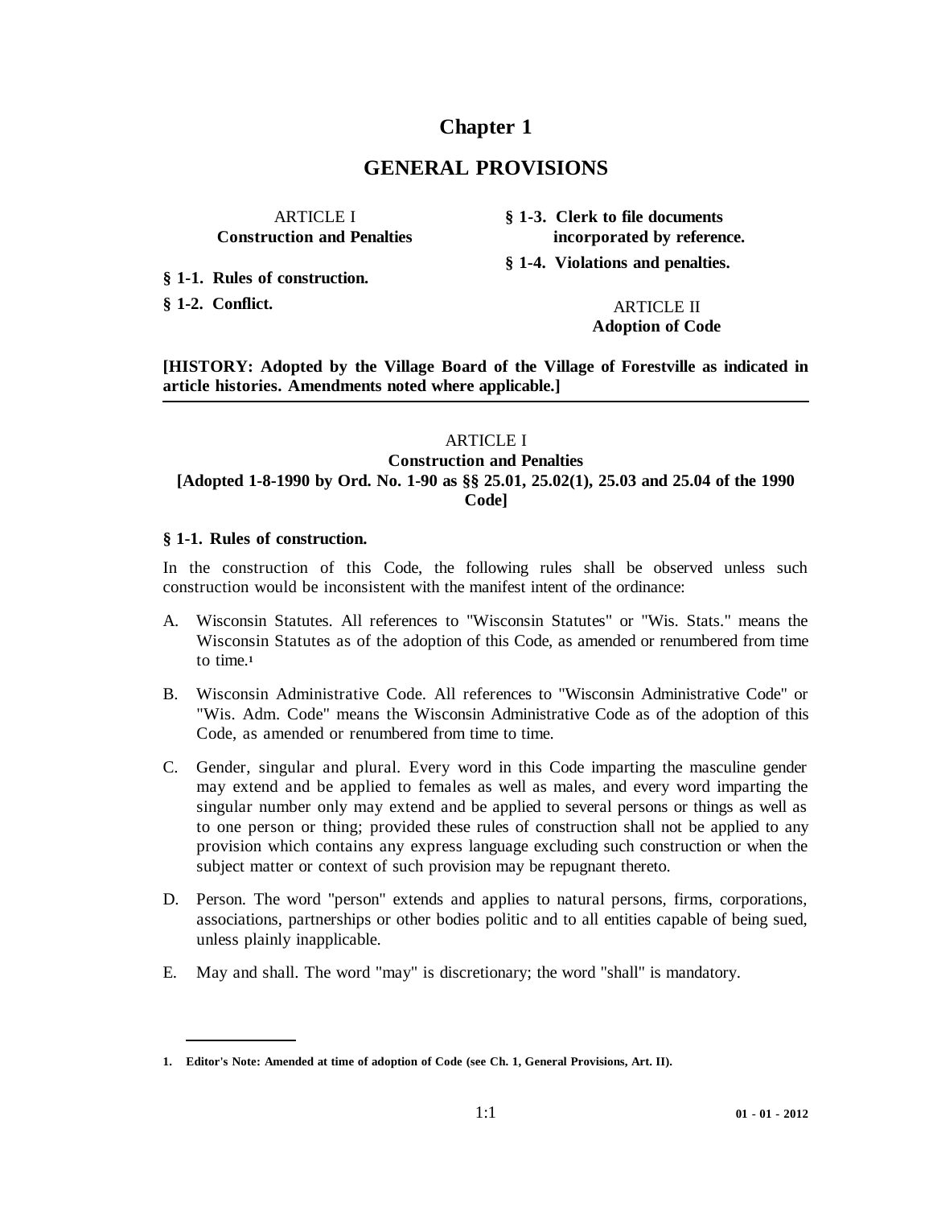# Chapter 1

## GENERAL PROVISIONS

ARTICLE I
**Construction and Penalties**

**§ 1-1. Rules of construction.**

**§ 1-2. Conflict.**

**§ 1-3. Clerk to file documents incorporated by reference.**

**§ 1-4. Violations and penalties.**

ARTICLE II
**Adoption of Code**

**[HISTORY: Adopted by the Village Board of the Village of Forestville as indicated in article histories. Amendments noted where applicable.]**

---

### ARTICLE I
### Construction and Penalties
### [Adopted 1-8-1990 by Ord. No. 1-90 as §§ 25.01, 25.02(1), 25.03 and 25.04 of the 1990 Code]

#### § 1-1. Rules of construction.

In the construction of this Code, the following rules shall be observed unless such construction would be inconsistent with the manifest intent of the ordinance:

A. Wisconsin Statutes. All references to "Wisconsin Statutes" or "Wis. Stats." means the Wisconsin Statutes as of the adoption of this Code, as amended or renumbered from time to time.[1]

B. Wisconsin Administrative Code. All references to "Wisconsin Administrative Code" or "Wis. Adm. Code" means the Wisconsin Administrative Code as of the adoption of this Code, as amended or renumbered from time to time.

C. Gender, singular and plural. Every word in this Code imparting the masculine gender may extend and be applied to females as well as males, and every word imparting the singular number only may extend and be applied to several persons or things as well as to one person or thing; provided these rules of construction shall not be applied to any provision which contains any express language excluding such construction or when the subject matter or context of such provision may be repugnant thereto.

D. Person. The word "person" extends and applies to natural persons, firms, corporations, associations, partnerships or other bodies politic and to all entities capable of being sued, unless plainly inapplicable.

E. May and shall. The word "may" is discretionary; the word "shall" is mandatory.

---

**1. Editor's Note: Amended at time of adoption of Code (see Ch. 1, General Provisions, Art. II).**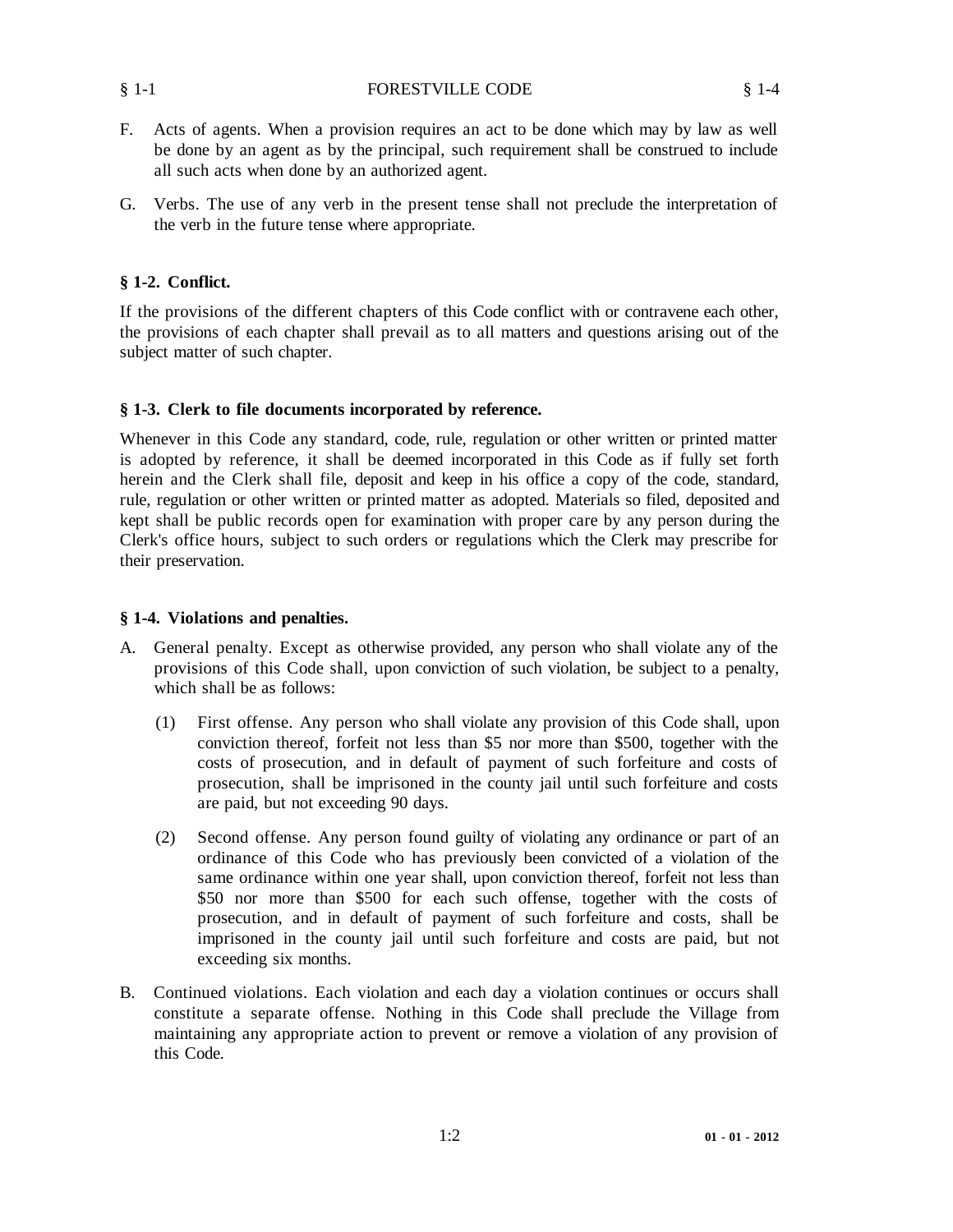F. Acts of agents. When a provision requires an act to be done which may by law as well be done by an agent as by the principal, such requirement shall be construed to include all such acts when done by an authorized agent.

G. Verbs. The use of any verb in the present tense shall not preclude the interpretation of the verb in the future tense where appropriate.

### § 1-2. Conflict.

If the provisions of the different chapters of this Code conflict with or contravene each other, the provisions of each chapter shall prevail as to all matters and questions arising out of the subject matter of such chapter.

### § 1-3. Clerk to file documents incorporated by reference.

Whenever in this Code any standard, code, rule, regulation or other written or printed matter is adopted by reference, it shall be deemed incorporated in this Code as if fully set forth herein and the Clerk shall file, deposit and keep in his office a copy of the code, standard, rule, regulation or other written or printed matter as adopted. Materials so filed, deposited and kept shall be public records open for examination with proper care by any person during the Clerk's office hours, subject to such orders or regulations which the Clerk may prescribe for their preservation.

### § 1-4. Violations and penalties.

A. General penalty. Except as otherwise provided, any person who shall violate any of the provisions of this Code shall, upon conviction of such violation, be subject to a penalty, which shall be as follows:

   (1) First offense. Any person who shall violate any provision of this Code shall, upon conviction thereof, forfeit not less than $5 nor more than $500, together with the costs of prosecution, and in default of payment of such forfeiture and costs of prosecution, shall be imprisoned in the county jail until such forfeiture and costs are paid, but not exceeding 90 days.

   (2) Second offense. Any person found guilty of violating any ordinance or part of an ordinance of this Code who has previously been convicted of a violation of the same ordinance within one year shall, upon conviction thereof, forfeit not less than $50 nor more than $500 for each such offense, together with the costs of prosecution, and in default of payment of such forfeiture and costs, shall be imprisoned in the county jail until such forfeiture and costs are paid, but not exceeding six months.

B. Continued violations. Each violation and each day a violation continues or occurs shall constitute a separate offense. Nothing in this Code shall preclude the Village from maintaining any appropriate action to prevent or remove a violation of any provision of this Code.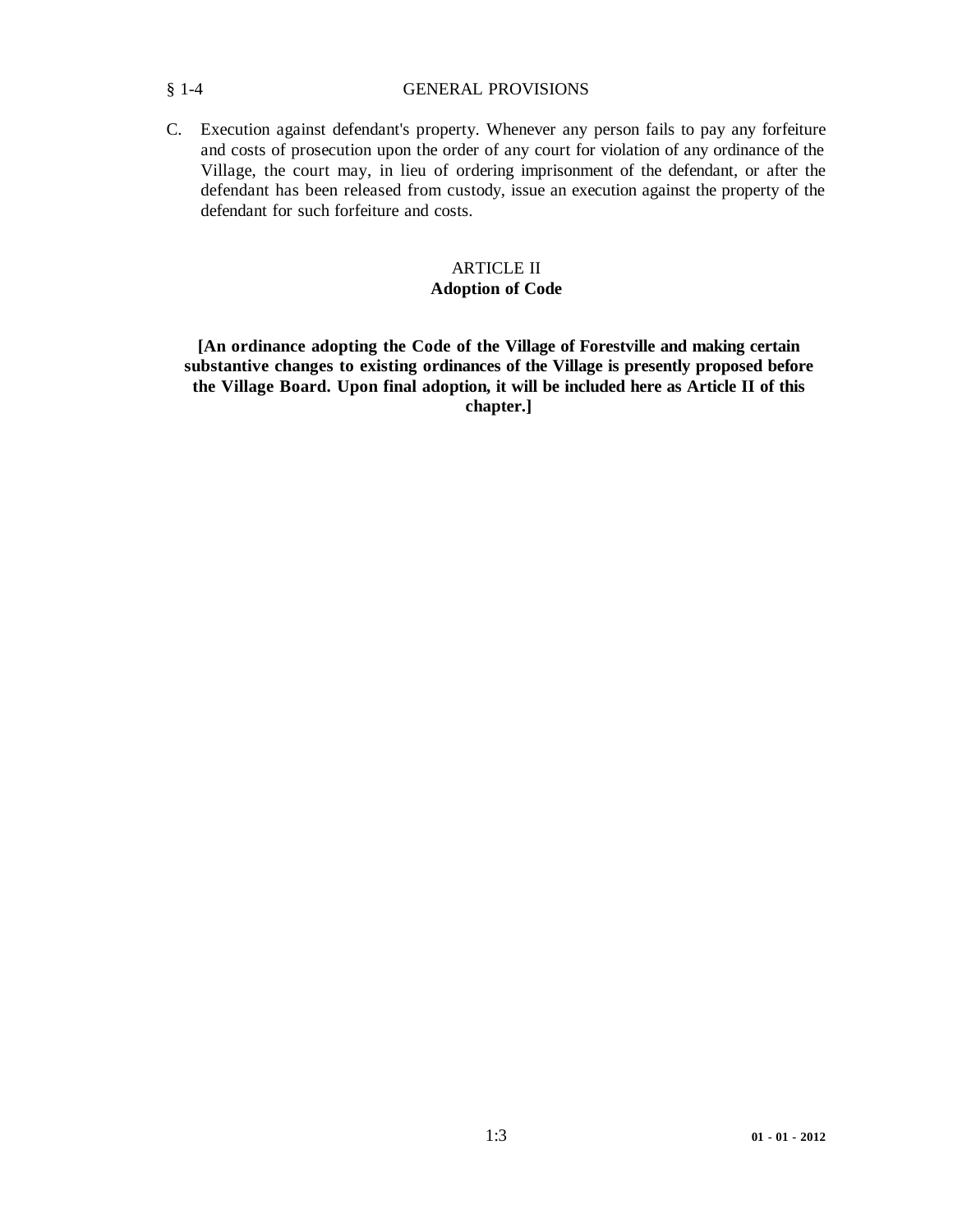C. Execution against defendant's property. Whenever any person fails to pay any forfeiture and costs of prosecution upon the order of any court for violation of any ordinance of the Village, the court may, in lieu of ordering imprisonment of the defendant, or after the defendant has been released from custody, issue an execution against the property of the defendant for such forfeiture and costs.

## ARTICLE II
## Adoption of Code

**[An ordinance adopting the Code of the Village of Forestville and making certain substantive changes to existing ordinances of the Village is presently proposed before the Village Board. Upon final adoption, it will be included here as Article II of this chapter.]**